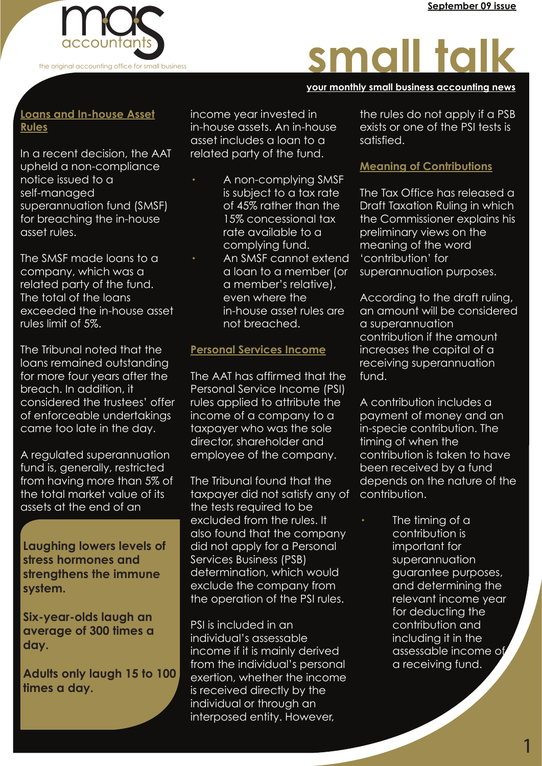# small talk

**your monthly small business accounting news**

mas accountants — the original accounting office for small business

**September 09 issue**

## Loans and In-house Asset Rules

In a recent decision, the AAT upheld a non-compliance notice issued to a self-managed superannuation fund (SMSF) for breaching the in-house asset rules.

The SMSF made loans to a company, which was a related party of the fund. The total of the loans exceeded the in-house asset rules limit of 5%.

The Tribunal noted that the loans remained outstanding for more four years after the breach. In addition, it considered the trustees' offer of enforceable undertakings came too late in the day.

A regulated superannuation fund is, generally, restricted from having more than 5% of the total market value of its assets at the end of an income year invested in in-house assets. An in-house asset includes a loan to a related party of the fund.

- A non-complying SMSF is subject to a tax rate of 45% rather than the 15% concessional tax rate available to a complying fund.
- An SMSF cannot extend a loan to a member (or a member's relative), even where the in-house asset rules are not breached.

**Laughing lowers levels of stress hormones and strengthens the immune system.**

**Six-year-olds laugh an average of 300 times a day.**

**Adults only laugh 15 to 100 times a day.**

## Personal Services Income

The AAT has affirmed that the Personal Service Income (PSI) rules applied to attribute the income of a company to a taxpayer who was the sole director, shareholder and employee of the company.

The Tribunal found that the taxpayer did not satisfy any of the tests required to be excluded from the rules. It also found that the company did not apply for a Personal Services Business (PSB) determination, which would exclude the company from the operation of the PSI rules.

PSI is included in an individual's assessable income if it is mainly derived from the individual's personal exertion, whether the income is received directly by the individual or through an interposed entity. However, the rules do not apply if a PSB exists or one of the PSI tests is satisfied.

## Meaning of Contributions

The Tax Office has released a Draft Taxation Ruling in which the Commissioner explains his preliminary views on the meaning of the word 'contribution' for superannuation purposes.

According to the draft ruling, an amount will be considered a superannuation contribution if the amount increases the capital of a receiving superannuation fund.

A contribution includes a payment of money and an in-specie contribution. The timing of when the contribution is taken to have been received by a fund depends on the nature of the contribution.

- The timing of a contribution is important for superannuation guarantee purposes, and determining the relevant income year for deducting the contribution and including it in the assessable income of a receiving fund.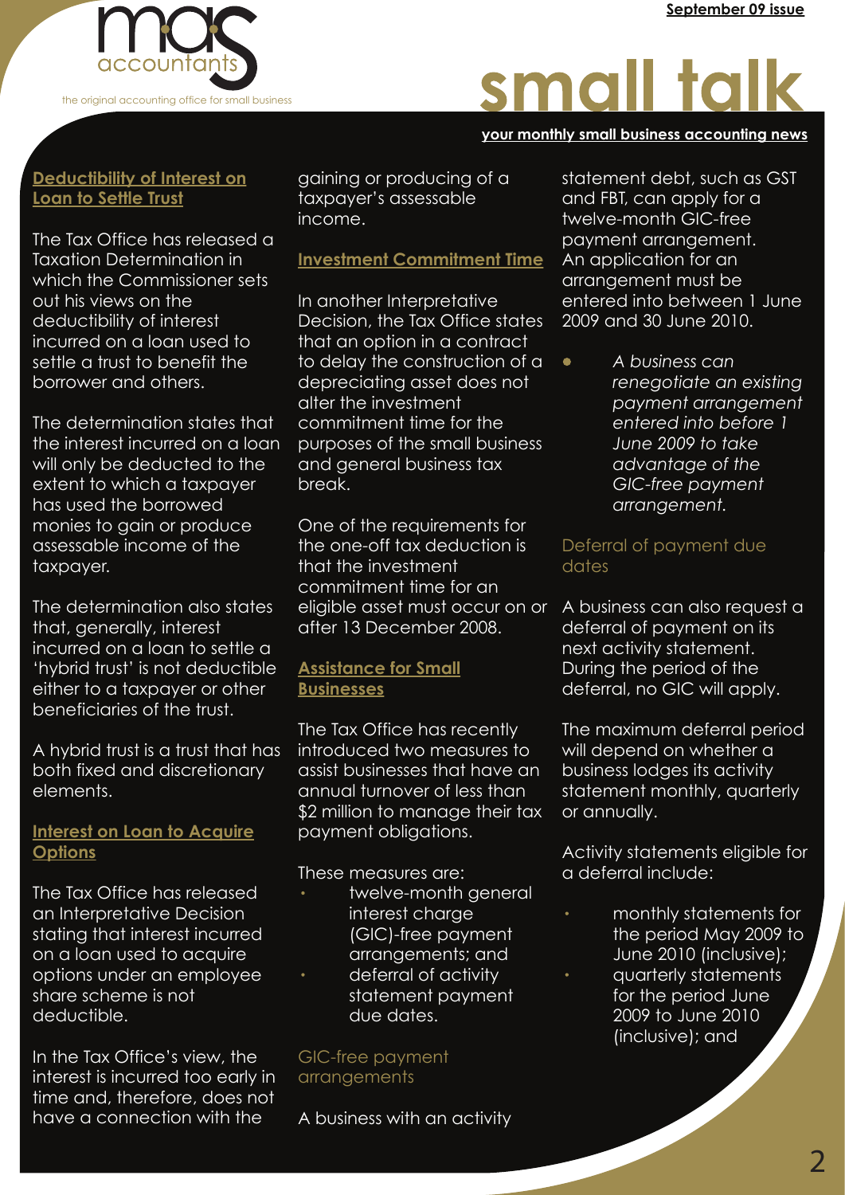## Deductibility of Interest on Loan to Settle Trust

The Tax Office has released a Taxation Determination in which the Commissioner sets out his views on the deductibility of interest incurred on a loan used to settle a trust to benefit the borrower and others.

The determination states that the interest incurred on a loan will only be deducted to the extent to which a taxpayer has used the borrowed monies to gain or produce assessable income of the taxpayer.

The determination also states that, generally, interest incurred on a loan to settle a 'hybrid trust' is not deductible either to a taxpayer or other beneficiaries of the trust.

A hybrid trust is a trust that has both fixed and discretionary elements.

## Interest on Loan to Acquire Options

The Tax Office has released an Interpretative Decision stating that interest incurred on a loan used to acquire options under an employee share scheme is not deductible.

In the Tax Office's view, the interest is incurred too early in time and, therefore, does not have a connection with the gaining or producing of a taxpayer's assessable income.

## Investment Commitment Time

In another Interpretative Decision, the Tax Office states that an option in a contract to delay the construction of a depreciating asset does not alter the investment commitment time for the purposes of the small business and general business tax break.

One of the requirements for the one-off tax deduction is that the investment commitment time for an eligible asset must occur on or after 13 December 2008.

## Assistance for Small Businesses

The Tax Office has recently introduced two measures to assist businesses that have an annual turnover of less than $2 million to manage their tax payment obligations.

These measures are:

- twelve-month general interest charge (GIC)-free payment arrangements; and
- deferral of activity statement payment due dates.

### GIC-free payment arrangements

A business with an activity statement debt, such as GST and FBT, can apply for a twelve-month GIC-free payment arrangement. An application for an arrangement must be entered into between 1 June 2009 and 30 June 2010.

- *A business can renegotiate an existing payment arrangement entered into before 1 June 2009 to take advantage of the GIC-free payment arrangement.*

### Deferral of payment due dates

A business can also request a deferral of payment on its next activity statement. During the period of the deferral, no GIC will apply.

The maximum deferral period will depend on whether a business lodges its activity statement monthly, quarterly or annually.

Activity statements eligible for a deferral include:

- monthly statements for the period May 2009 to June 2010 (inclusive);
- quarterly statements for the period June 2009 to June 2010 (inclusive); and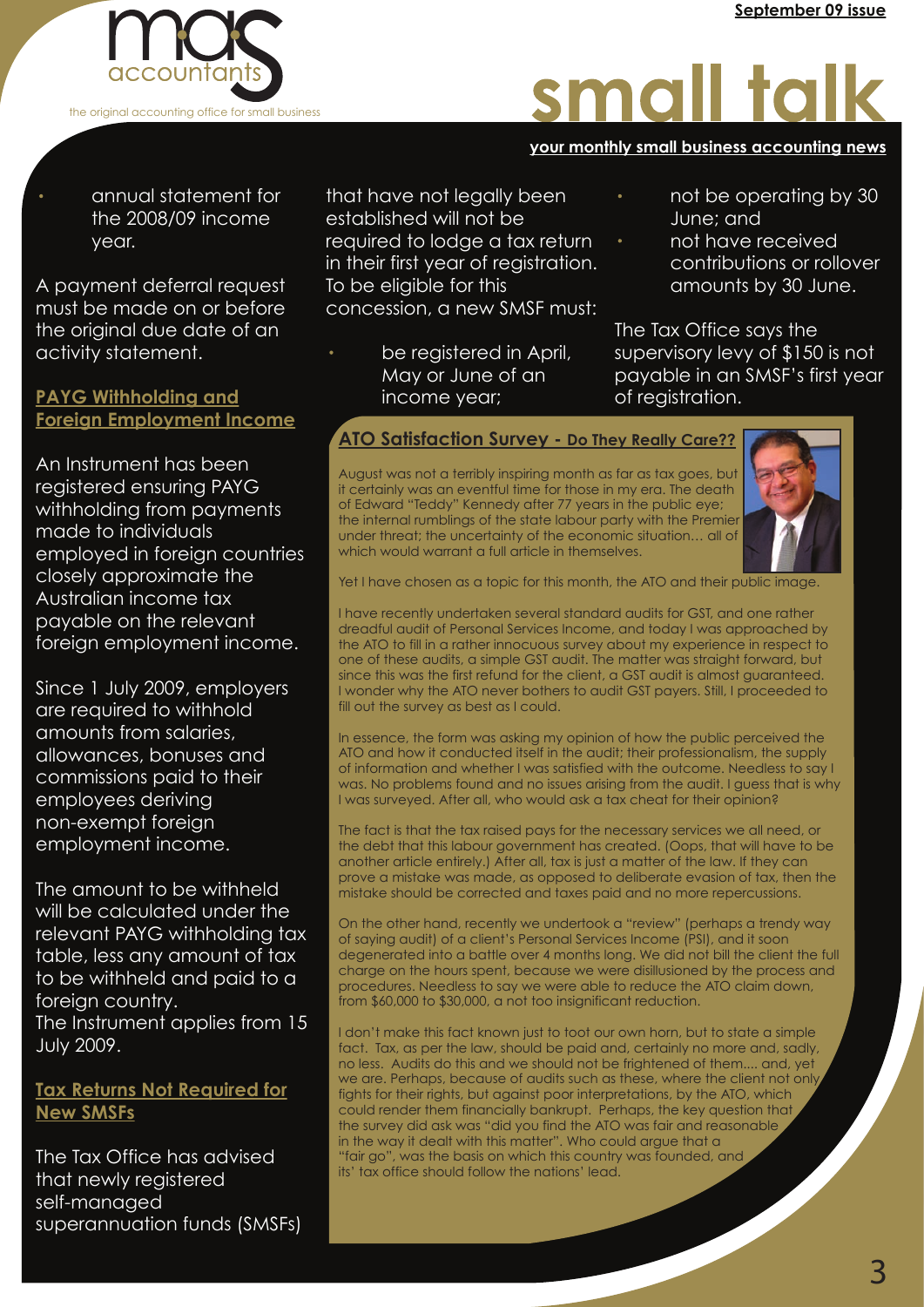- annual statement for the 2008/09 income year.

A payment deferral request must be made on or before the original due date of an activity statement.

## PAYG Withholding and Foreign Employment Income

An Instrument has been registered ensuring PAYG withholding from payments made to individuals employed in foreign countries closely approximate the Australian income tax payable on the relevant foreign employment income.

Since 1 July 2009, employers are required to withhold amounts from salaries, allowances, bonuses and commissions paid to their employees deriving non-exempt foreign employment income.

The amount to be withheld will be calculated under the relevant PAYG withholding tax table, less any amount of tax to be withheld and paid to a foreign country.
The Instrument applies from 15 July 2009.

## Tax Returns Not Required for New SMSFs

The Tax Office has advised that newly registered self-managed superannuation funds (SMSFs) that have not legally been established will not be required to lodge a tax return in their first year of registration. To be eligible for this concession, a new SMSF must:

- be registered in April, May or June of an income year;
- not be operating by 30 June; and
- not have received contributions or rollover amounts by 30 June.

The Tax Office says the supervisory levy of $150 is not payable in an SMSF's first year of registration.

## ATO Satisfaction Survey - Do They Really Care??

August was not a terribly inspiring month as far as tax goes, but it certainly was an eventful time for those in my era. The death of Edward "Teddy" Kennedy after 77 years in the public eye; the internal rumblings of the state labour party with the Premier under threat; the uncertainty of the economic situation… all of which would warrant a full article in themselves.

Yet I have chosen as a topic for this month, the ATO and their public image.

I have recently undertaken several standard audits for GST, and one rather dreadful audit of Personal Services Income, and today I was approached by the ATO to fill in a rather innocuous survey about my experience in respect to one of these audits, a simple GST audit. The matter was straight forward, but since this was the first refund for the client, a GST audit is almost guaranteed. I wonder why the ATO never bothers to audit GST payers. Still, I proceeded to fill out the survey as best as I could.

In essence, the form was asking my opinion of how the public perceived the ATO and how it conducted itself in the audit; their professionalism, the supply of information and whether I was satisfied with the outcome. Needless to say I was. No problems found and no issues arising from the audit. I guess that is why I was surveyed. After all, who would ask a tax cheat for their opinion?

The fact is that the tax raised pays for the necessary services we all need, or the debt that this labour government has created. (Oops, that will have to be another article entirely.) After all, tax is just a matter of the law. If they can prove a mistake was made, as opposed to deliberate evasion of tax, then the mistake should be corrected and taxes paid and no more repercussions.

On the other hand, recently we undertook a "review" (perhaps a trendy way of saying audit) of a client's Personal Services Income (PSI), and it soon degenerated into a battle over 4 months long. We did not bill the client the full charge on the hours spent, because we were disillusioned by the process and procedures. Needless to say we were able to reduce the ATO claim down, from $60,000 to $30,000, a not too insignificant reduction.

I don't make this fact known just to toot our own horn, but to state a simple fact. Tax, as per the law, should be paid and, certainly no more and, sadly, no less. Audits do this and we should not be frightened of them.... and, yet we are. Perhaps, because of audits such as these, where the client not only fights for their rights, but against poor interpretations, by the ATO, which could render them financially bankrupt. Perhaps, the key question that the survey did ask was "did you find the ATO was fair and reasonable in the way it dealt with this matter". Who could argue that a "fair go", was the basis on which this country was founded, and its' tax office should follow the nations' lead.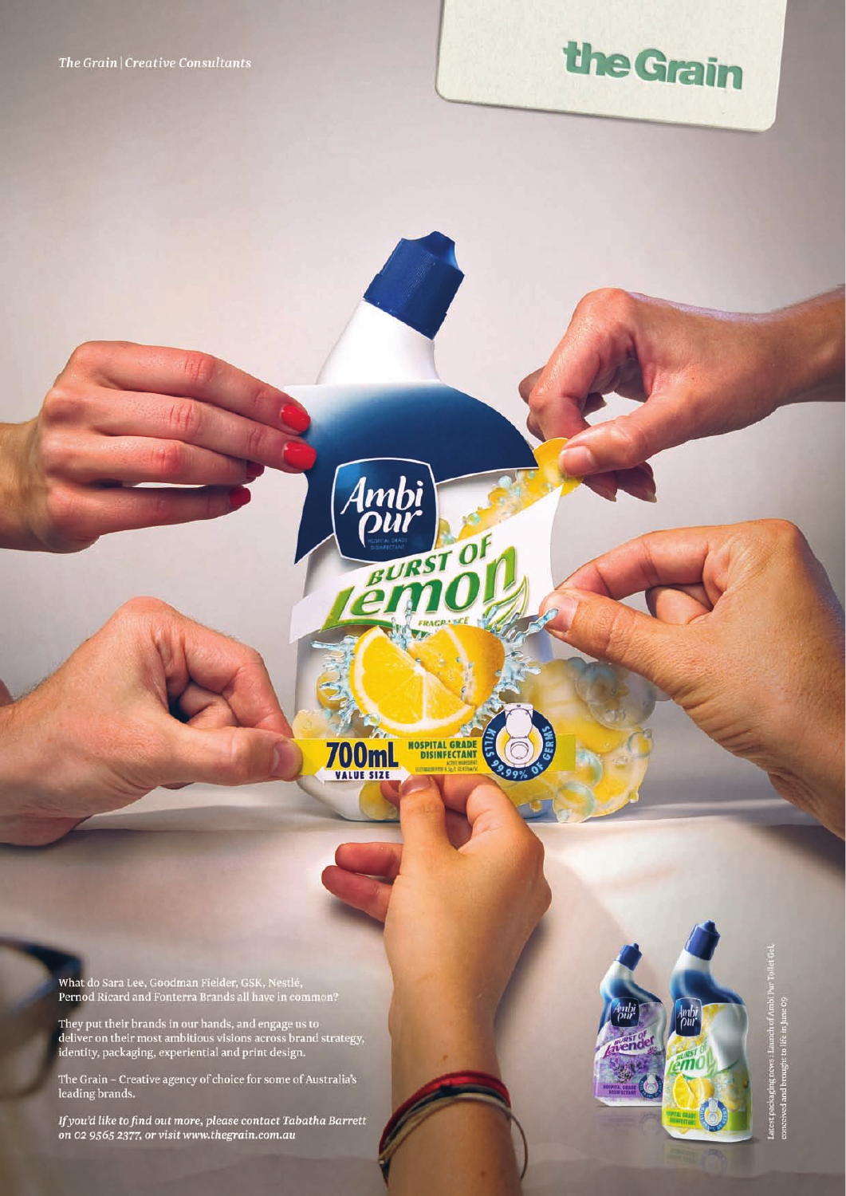The Grain | Creative Consultants

# the Grain

What do Sara Lee, Goodman Fielder, GSK, Nestlé, Pernod Ricard and Fonterra Brands all have in common?

They put their brands in our hands, and engage us to deliver on their most ambitious visions across brand strategy, identity, packaging, experiential and print design.

The Grain – Creative agency of choice for some of Australia's leading brands.

*If you'd like to find out more, please contact Tabatha Barrett on 02 9565 2377, or visit www.thegrain.com.au*

Latest packaging news: Launch of Ambi Pur Toilet Gel, conceived and brought to life in June 09